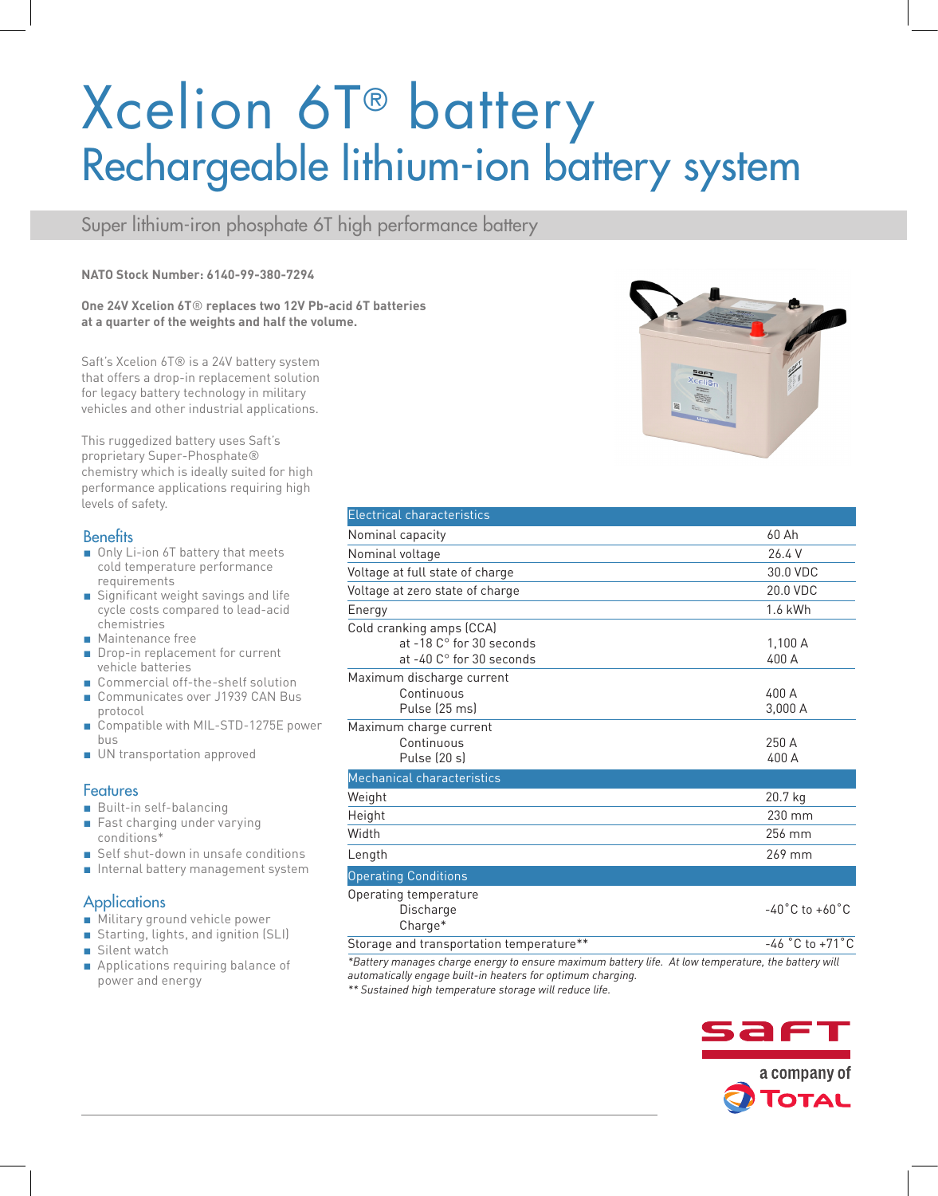# Xcelion 6T® battery

## Rechargeable lithium-ion battery system

Super lithium-iron phosphate 6T high performance battery

**NATO Stock Number: 6140-99-380-7294**

**One 24V Xcelion 6T® replaces two 12V Pb-acid 6T batteries at a quarter of the weights and half the volume.**

Saft's Xcelion 6T® is a 24V battery system that offers a drop-in replacement solution for legacy battery technology in military vehicles and other industrial applications.

This ruggedized battery uses Saft's proprietary Super-Phosphate® chemistry which is ideally suited for high performance applications requiring high levels of safety.

### Benefits

- Only Li-ion 6T battery that meets cold temperature performance requirements
- Significant weight savings and life cycle costs compared to lead-acid chemistries
- Maintenance free
- Drop-in replacement for current vehicle batteries
- Commercial off-the-shelf solution
- Communicates over J1939 CAN Bus protocol
- Compatible with MIL-STD-1275E power bus
- UN transportation approved

### Features

- Built-in self-balancing
- Fast charging under varying conditions*
- Self shut-down in unsafe conditions
- Internal battery management system

### Applications

- Military ground vehicle power
- Starting, lights, and ignition (SLI)
- Silent watch
- Applications requiring balance of power and energy

| Electrical characteristics | |
|---|---|
| Nominal capacity | 60 Ah |
| Nominal voltage | 26.4 V |
| Voltage at full state of charge | 30.0 VDC |
| Voltage at zero state of charge | 20.0 VDC |
| Energy | 1.6 kWh |
| Cold cranking amps (CCA) | |
| at -18 C° for 30 seconds | 1,100 A |
| at -40 C° for 30 seconds | 400 A |
| Maximum discharge current | |
| Continuous | 400 A |
| Pulse (25 ms) | 3,000 A |
| Maximum charge current | |
| Continuous | 250 A |
| Pulse (20 s) | 400 A |
| **Mechanical characteristics** | |
| Weight | 20.7 kg |
| Height | 230 mm |
| Width | 256 mm |
| Length | 269 mm |
| **Operating Conditions** | |
| Operating temperature | |
| Discharge | -40˚C to +60˚C |
| Charge* | |
| Storage and transportation temperature** | -46 ˚C to +71˚C |

*Battery manages charge energy to ensure maximum battery life. At low temperature, the battery will automatically engage built-in heaters for optimum charging.*

*** Sustained high temperature storage will reduce life.*

saft

a company of TOTAL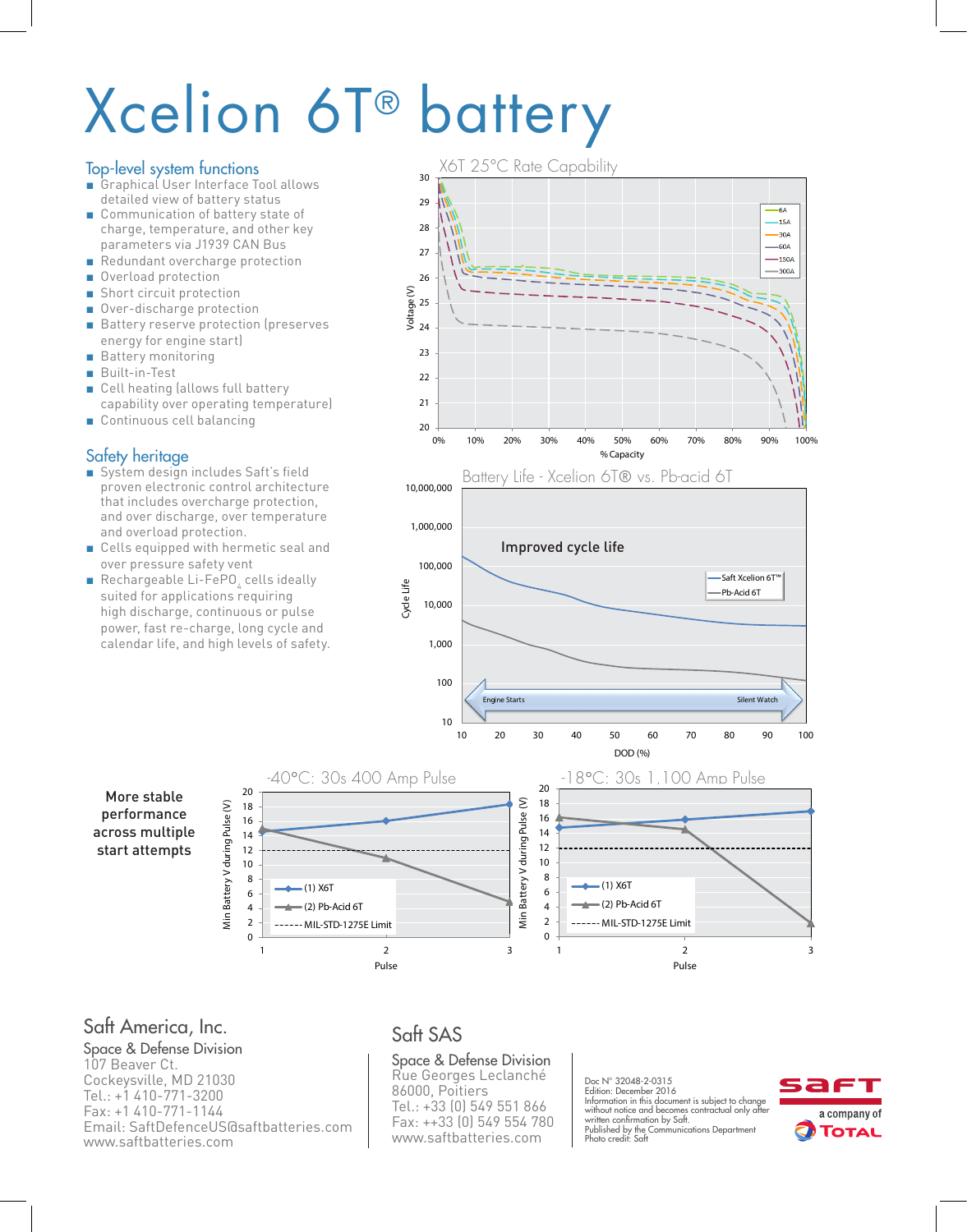# Xcelion 6T® battery

## Top-level system functions

- Graphical User Interface Tool allows detailed view of battery status
- Communication of battery state of charge, temperature, and other key parameters via J1939 CAN Bus
- Redundant overcharge protection
- Overload protection
- Short circuit protection
- Over-discharge protection
- Battery reserve protection (preserves energy for engine start)
- Battery monitoring
- Built-in-Test
- Cell heating (allows full battery capability over operating temperature)
- Continuous cell balancing

## Safety heritage

- System design includes Saft's field proven electronic control architecture that includes overcharge protection, and over discharge, over temperature and overload protection.
- Cells equipped with hermetic seal and over pressure safety vent
- Rechargeable Li-FePO$_4$ cells ideally suited for applications requiring high discharge, continuous or pulse power, fast re-charge, long cycle and calendar life, and high levels of safety.

X6T 25°C Rate Capability

Voltage (V): 20, 21, 22, 23, 24, 25, 26, 27, 28, 29, 30

% Capacity: 0%, 10%, 20%, 30%, 40%, 50%, 60%, 70%, 80%, 90%, 100%

6A, 15A, 30A, 60A, 150A, 300A

Battery Life - Xcelion 6T® vs. Pb-acid 6T

Cycle Life: 10, 100, 1,000, 10,000, 100,000, 1,000,000, 10,000,000

DOD (%): 10, 20, 30, 40, 50, 60, 70, 80, 90, 100

Improved cycle life

Saft Xcelion 6T™

Pb-Acid 6T

Engine Starts

Silent Watch

**More stable performance across multiple start attempts**

-40°C: 30s 400 Amp Pulse

Min Battery V during Pulse (V): 0, 2, 4, 6, 8, 10, 12, 14, 16, 18, 20

Pulse: 1, 2, 3

(1) X6T

(2) Pb-Acid 6T

MIL-STD-1275E Limit

-18°C: 30s 1,100 Amp Pulse

Min Battery V during Pulse (V): 0, 2, 4, 6, 8, 10, 12, 14, 16, 18, 20

Pulse: 1, 2, 3

(1) X6T

(2) Pb-Acid 6T

MIL-STD-1275E Limit

## Saft America, Inc.

Space & Defense Division
107 Beaver Ct.
Cockeysville, MD 21030
Tel.: +1 410-771-3200
Fax: +1 410-771-1144
Email: SaftDefenceUS@saftbatteries.com
www.saftbatteries.com

## Saft SAS

Space & Defense Division
Rue Georges Leclanché
86000, Poitiers
Tel.: +33 (0) 549 551 866
Fax: ++33 (0) 549 554 780
www.saftbatteries.com

Doc N° 32048-2-0315
Edition: December 2016
Information in this document is subject to change without notice and becomes contractual only after written confirmation by Saft.
Published by the Communications Department
Photo credit: Saft

saft
a company of TOTAL